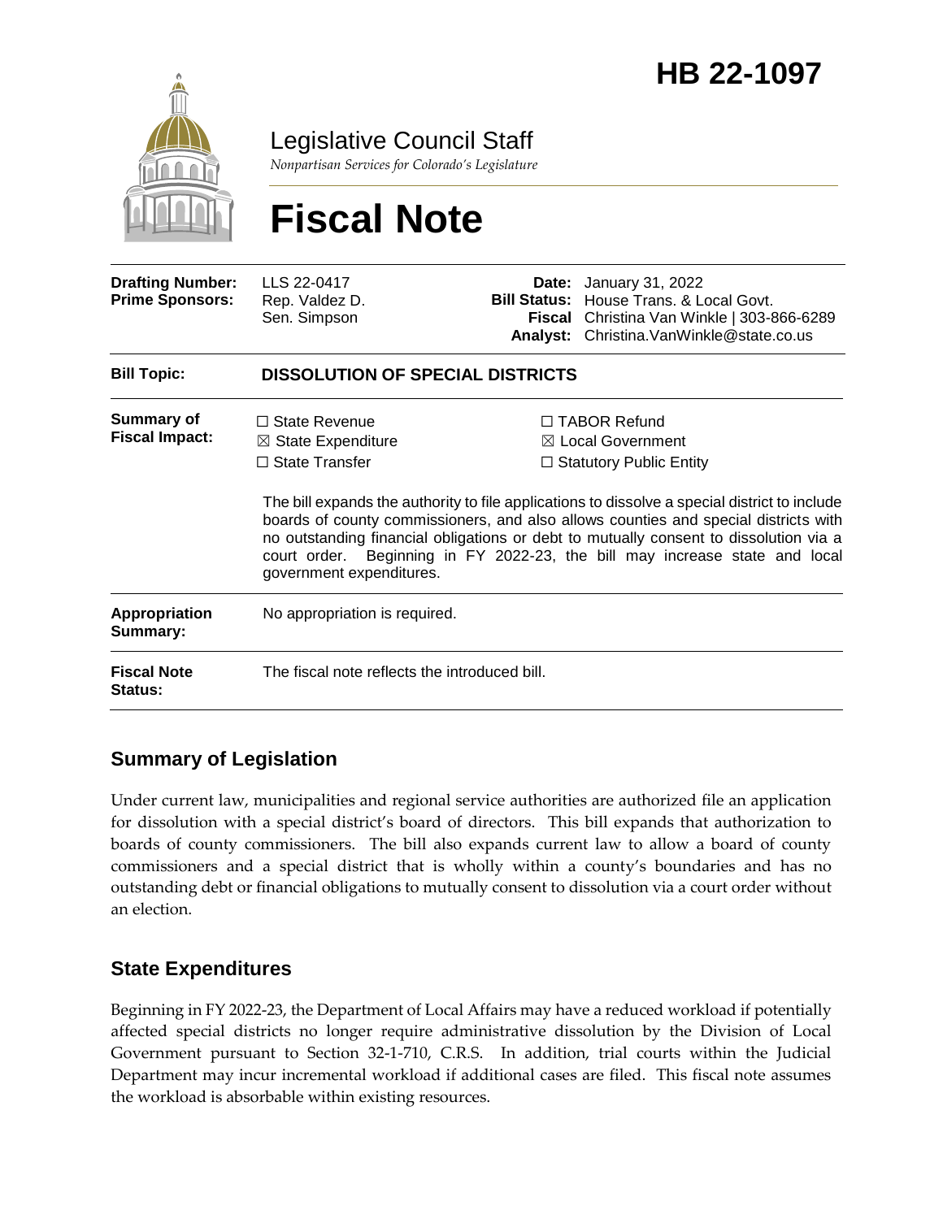# HB 22-1097

Legislative Council Staff

*Nonpartisan Services for Colorado's Legislature*

# Fiscal Note

| | | | |
|---|---|---|---|
| **Drafting Number:** | LLS 22-0417 | **Date:** | January 31, 2022 |
| **Prime Sponsors:** | Rep. Valdez D.<br>Sen. Simpson | **Bill Status:** | House Trans. & Local Govt. |
| | | **Fiscal Analyst:** | Christina Van Winkle \| 303-866-6289<br>Christina.VanWinkle@state.co.us |

| | |
|---|---|
| **Bill Topic:** | **DISSOLUTION OF SPECIAL DISTRICTS** |
| **Summary of Fiscal Impact:** | ☐ State Revenue<br>☒ State Expenditure<br>☐ State Transfer<br>☐ TABOR Refund<br>☒ Local Government<br>☐ Statutory Public Entity<br><br>The bill expands the authority to file applications to dissolve a special district to include boards of county commissioners, and also allows counties and special districts with no outstanding financial obligations or debt to mutually consent to dissolution via a court order. Beginning in FY 2022-23, the bill may increase state and local government expenditures. |
| **Appropriation Summary:** | No appropriation is required. |
| **Fiscal Note Status:** | The fiscal note reflects the introduced bill. |

## Summary of Legislation

Under current law, municipalities and regional service authorities are authorized file an application for dissolution with a special district's board of directors. This bill expands that authorization to boards of county commissioners. The bill also expands current law to allow a board of county commissioners and a special district that is wholly within a county's boundaries and has no outstanding debt or financial obligations to mutually consent to dissolution via a court order without an election.

## State Expenditures

Beginning in FY 2022-23, the Department of Local Affairs may have a reduced workload if potentially affected special districts no longer require administrative dissolution by the Division of Local Government pursuant to Section 32-1-710, C.R.S. In addition, trial courts within the Judicial Department may incur incremental workload if additional cases are filed. This fiscal note assumes the workload is absorbable within existing resources.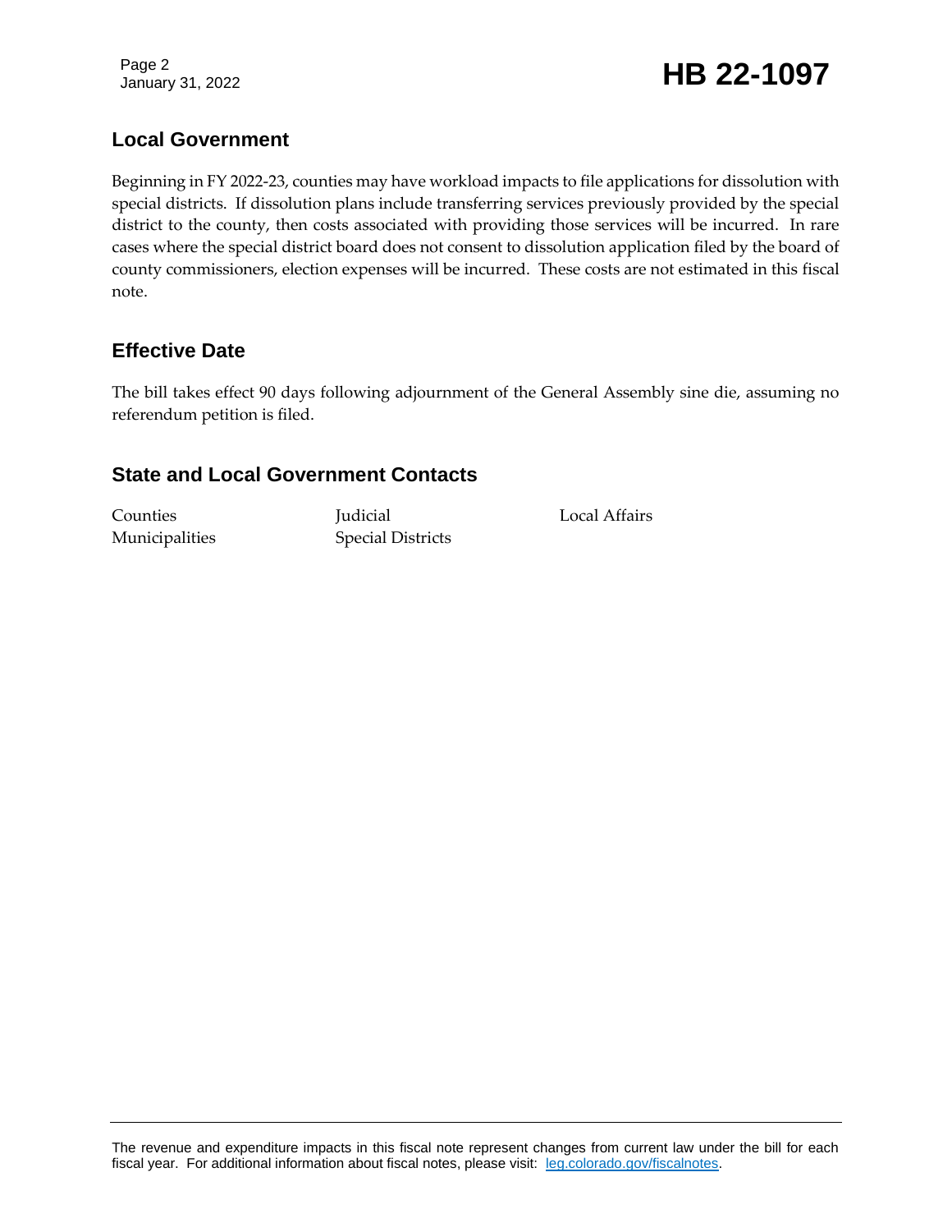## Local Government

Beginning in FY 2022-23, counties may have workload impacts to file applications for dissolution with special districts. If dissolution plans include transferring services previously provided by the special district to the county, then costs associated with providing those services will be incurred. In rare cases where the special district board does not consent to dissolution application filed by the board of county commissioners, election expenses will be incurred. These costs are not estimated in this fiscal note.

## Effective Date

The bill takes effect 90 days following adjournment of the General Assembly sine die, assuming no referendum petition is filed.

## State and Local Government Contacts

| | | |
|---|---|---|
| Counties | Judicial | Local Affairs |
| Municipalities | Special Districts | |

The revenue and expenditure impacts in this fiscal note represent changes from current law under the bill for each fiscal year. For additional information about fiscal notes, please visit: leg.colorado.gov/fiscalnotes.